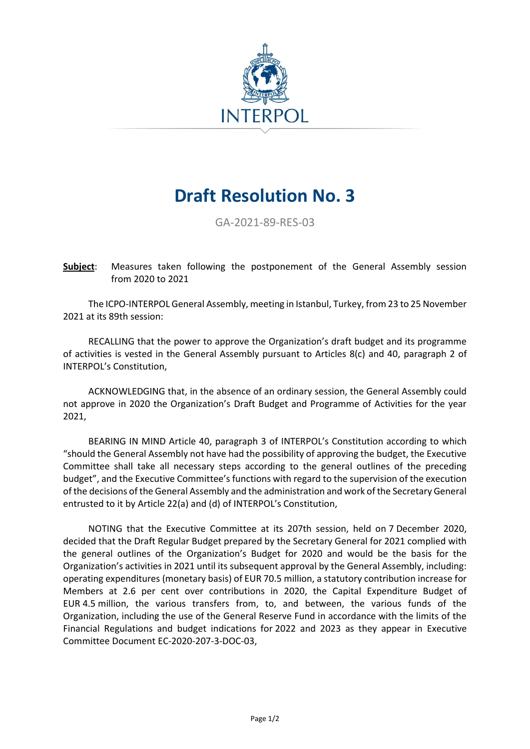# Draft Resolution No. 3

GA-2021-89-RES-03

**Subject**: Measures taken following the postponement of the General Assembly session from 2020 to 2021

The ICPO-INTERPOL General Assembly, meeting in Istanbul, Turkey, from 23 to 25 November 2021 at its 89th session:

RECALLING that the power to approve the Organization's draft budget and its programme of activities is vested in the General Assembly pursuant to Articles 8(c) and 40, paragraph 2 of INTERPOL's Constitution,

ACKNOWLEDGING that, in the absence of an ordinary session, the General Assembly could not approve in 2020 the Organization's Draft Budget and Programme of Activities for the year 2021,

BEARING IN MIND Article 40, paragraph 3 of INTERPOL's Constitution according to which "should the General Assembly not have had the possibility of approving the budget, the Executive Committee shall take all necessary steps according to the general outlines of the preceding budget", and the Executive Committee's functions with regard to the supervision of the execution of the decisions of the General Assembly and the administration and work of the Secretary General entrusted to it by Article 22(a) and (d) of INTERPOL's Constitution,

NOTING that the Executive Committee at its 207th session, held on 7 December 2020, decided that the Draft Regular Budget prepared by the Secretary General for 2021 complied with the general outlines of the Organization's Budget for 2020 and would be the basis for the Organization's activities in 2021 until its subsequent approval by the General Assembly, including: operating expenditures (monetary basis) of EUR 70.5 million, a statutory contribution increase for Members at 2.6 per cent over contributions in 2020, the Capital Expenditure Budget of EUR 4.5 million, the various transfers from, to, and between, the various funds of the Organization, including the use of the General Reserve Fund in accordance with the limits of the Financial Regulations and budget indications for 2022 and 2023 as they appear in Executive Committee Document EC-2020-207-3-DOC-03,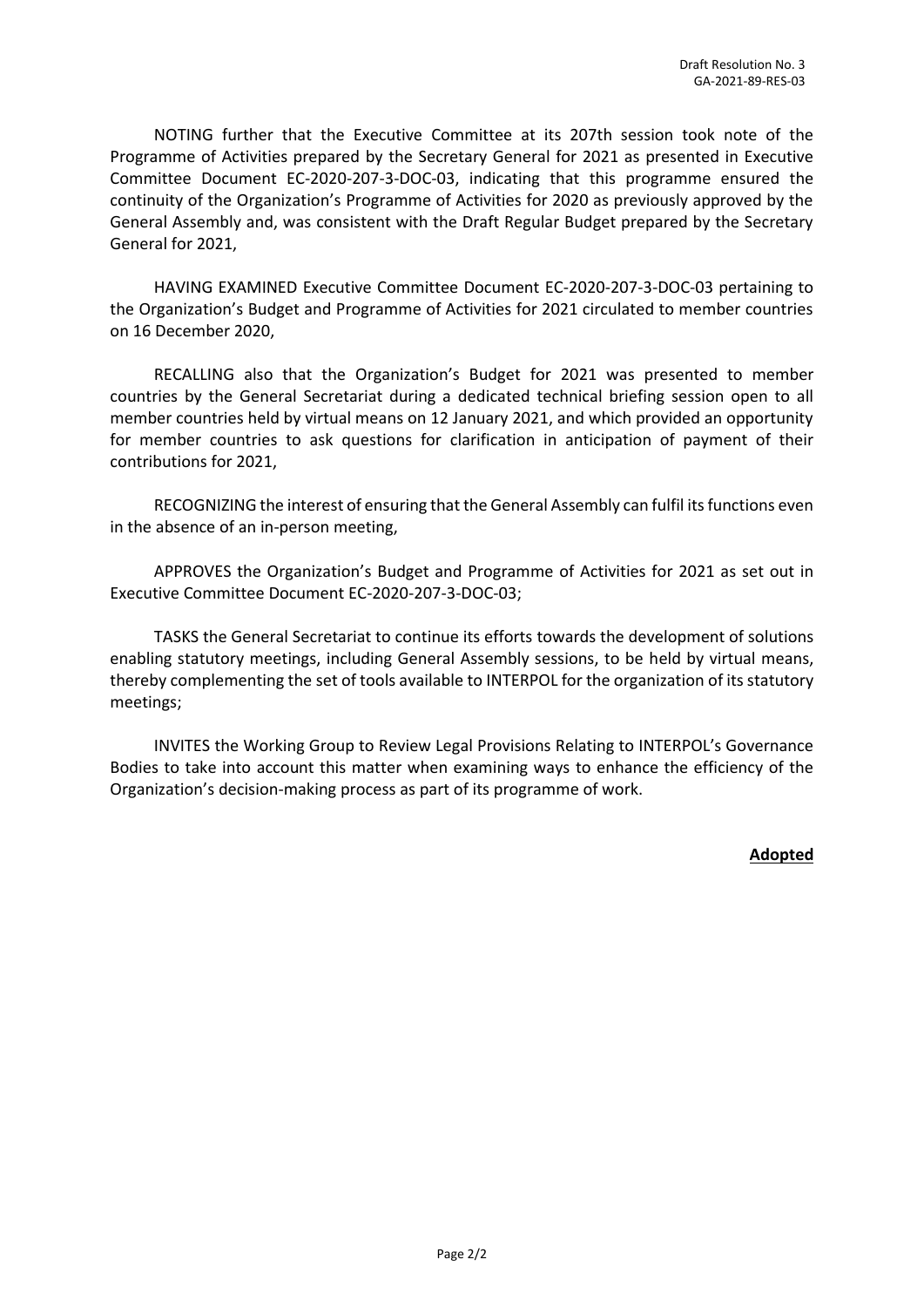NOTING further that the Executive Committee at its 207th session took note of the Programme of Activities prepared by the Secretary General for 2021 as presented in Executive Committee Document EC-2020-207-3-DOC-03, indicating that this programme ensured the continuity of the Organization's Programme of Activities for 2020 as previously approved by the General Assembly and, was consistent with the Draft Regular Budget prepared by the Secretary General for 2021,

HAVING EXAMINED Executive Committee Document EC-2020-207-3-DOC-03 pertaining to the Organization's Budget and Programme of Activities for 2021 circulated to member countries on 16 December 2020,

RECALLING also that the Organization's Budget for 2021 was presented to member countries by the General Secretariat during a dedicated technical briefing session open to all member countries held by virtual means on 12 January 2021, and which provided an opportunity for member countries to ask questions for clarification in anticipation of payment of their contributions for 2021,

RECOGNIZING the interest of ensuring that the General Assembly can fulfil its functions even in the absence of an in-person meeting,

APPROVES the Organization's Budget and Programme of Activities for 2021 as set out in Executive Committee Document EC-2020-207-3-DOC-03;

TASKS the General Secretariat to continue its efforts towards the development of solutions enabling statutory meetings, including General Assembly sessions, to be held by virtual means, thereby complementing the set of tools available to INTERPOL for the organization of its statutory meetings;

INVITES the Working Group to Review Legal Provisions Relating to INTERPOL's Governance Bodies to take into account this matter when examining ways to enhance the efficiency of the Organization's decision-making process as part of its programme of work.

**Adopted**